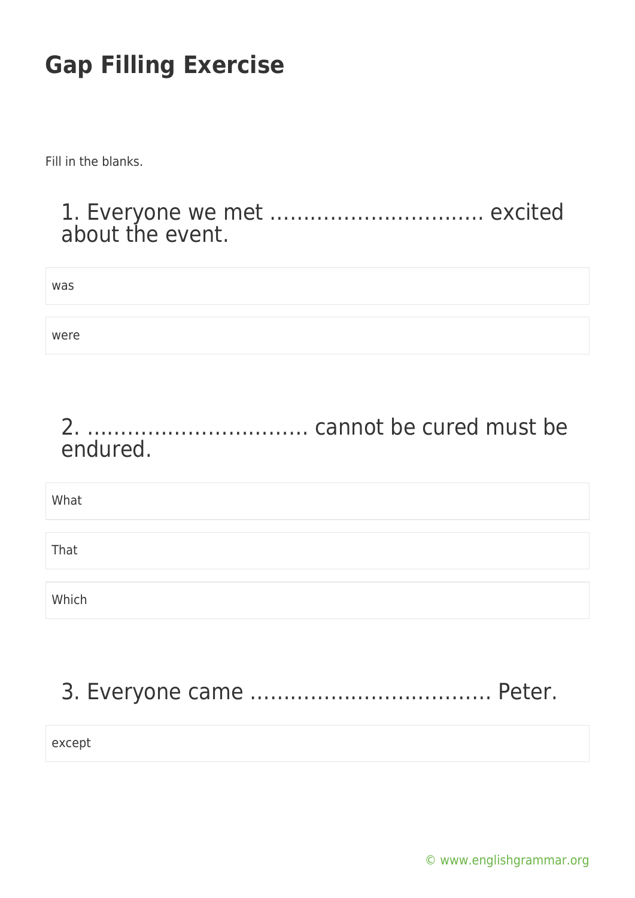# Gap Filling Exercise

Fill in the blanks.

## 1. Everyone we met ................................ excited about the event.

- was
- were

## 2. ................................. cannot be cured must be endured.

- What
- That
- Which

## 3. Everyone came .................................... Peter.

- except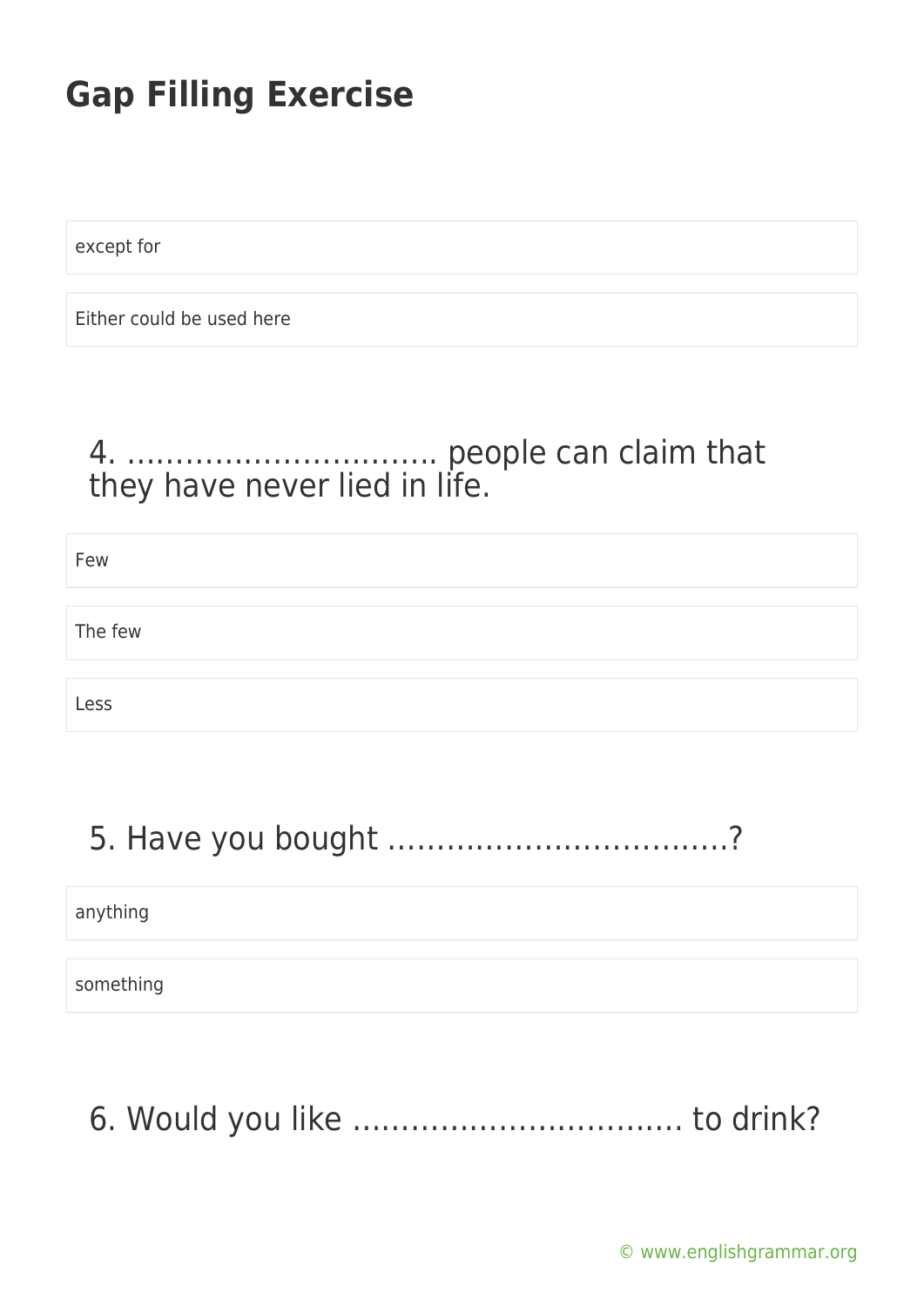## Gap Filling Exercise

except for

Either could be used here

4. ………………………….. people can claim that they have never lied in life.

Few

The few

Less

5. Have you bought ……………………………..?

anything

something

6. Would you like …………………………… to drink?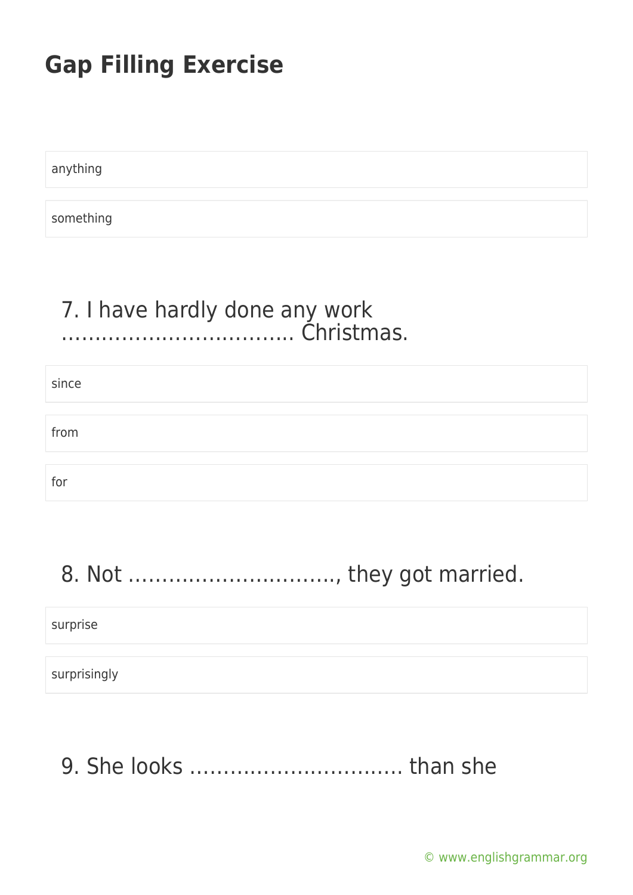# Gap Filling Exercise

anything

something

7. I have hardly done any work ……………………………. Christmas.

since

from

for

8. Not …………………………, they got married.

surprise

surprisingly

9. She looks ………………………….. than she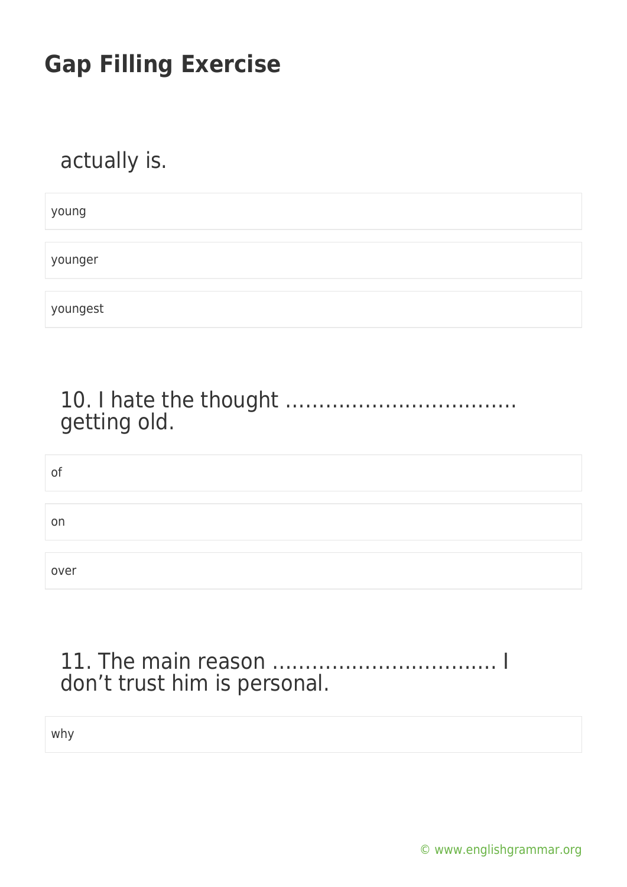# Gap Filling Exercise

actually is.

young

younger

youngest

10. I hate the thought ……………………………. getting old.

of

on

over

11. The main reason ……………………………. I don't trust him is personal.

why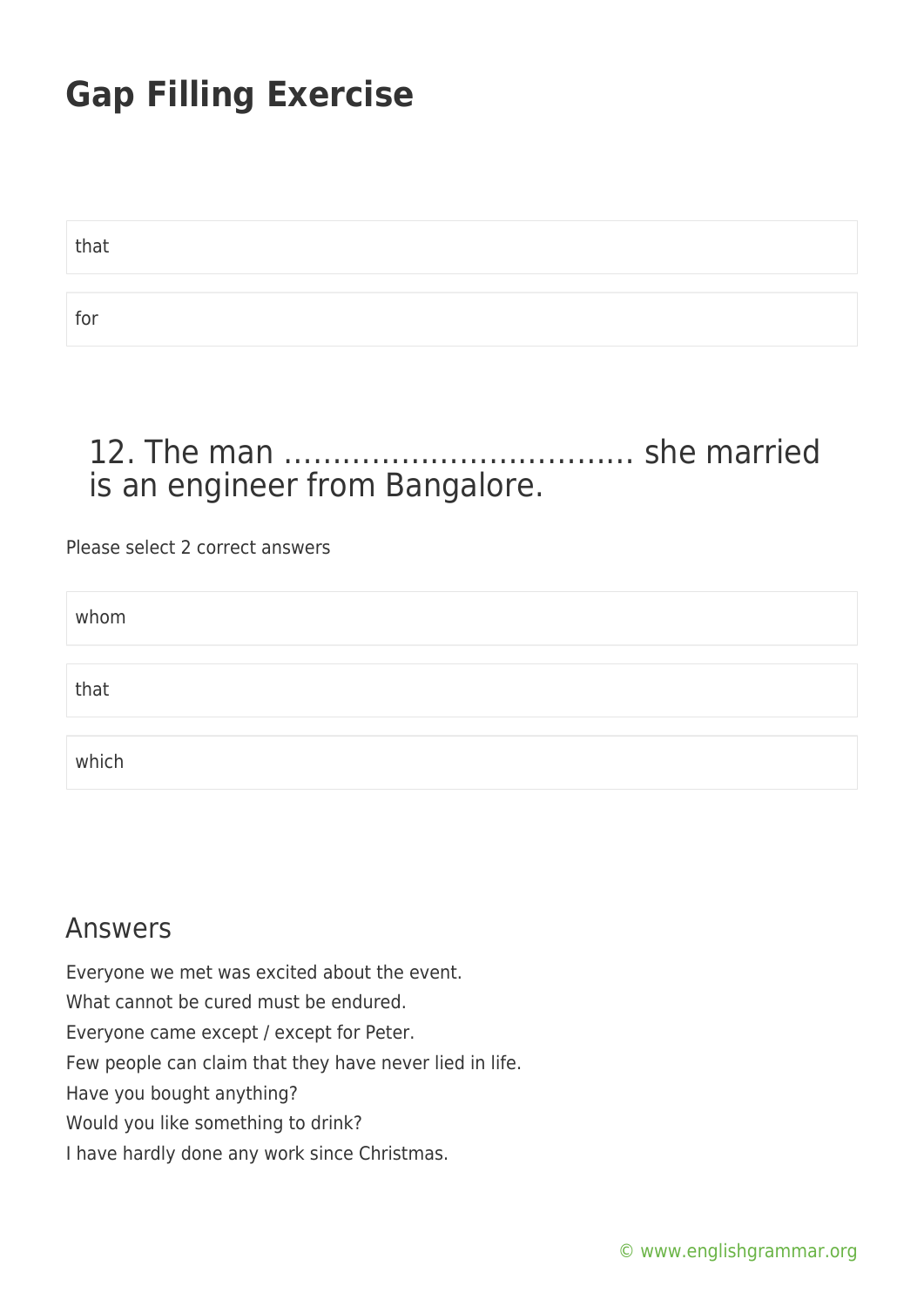# Gap Filling Exercise

that

for

## 12. The man ……………………………… she married is an engineer from Bangalore.

Please select 2 correct answers

whom

that

which

## Answers

Everyone we met was excited about the event.
What cannot be cured must be endured.
Everyone came except / except for Peter.
Few people can claim that they have never lied in life.
Have you bought anything?
Would you like something to drink?
I have hardly done any work since Christmas.

© www.englishgrammar.org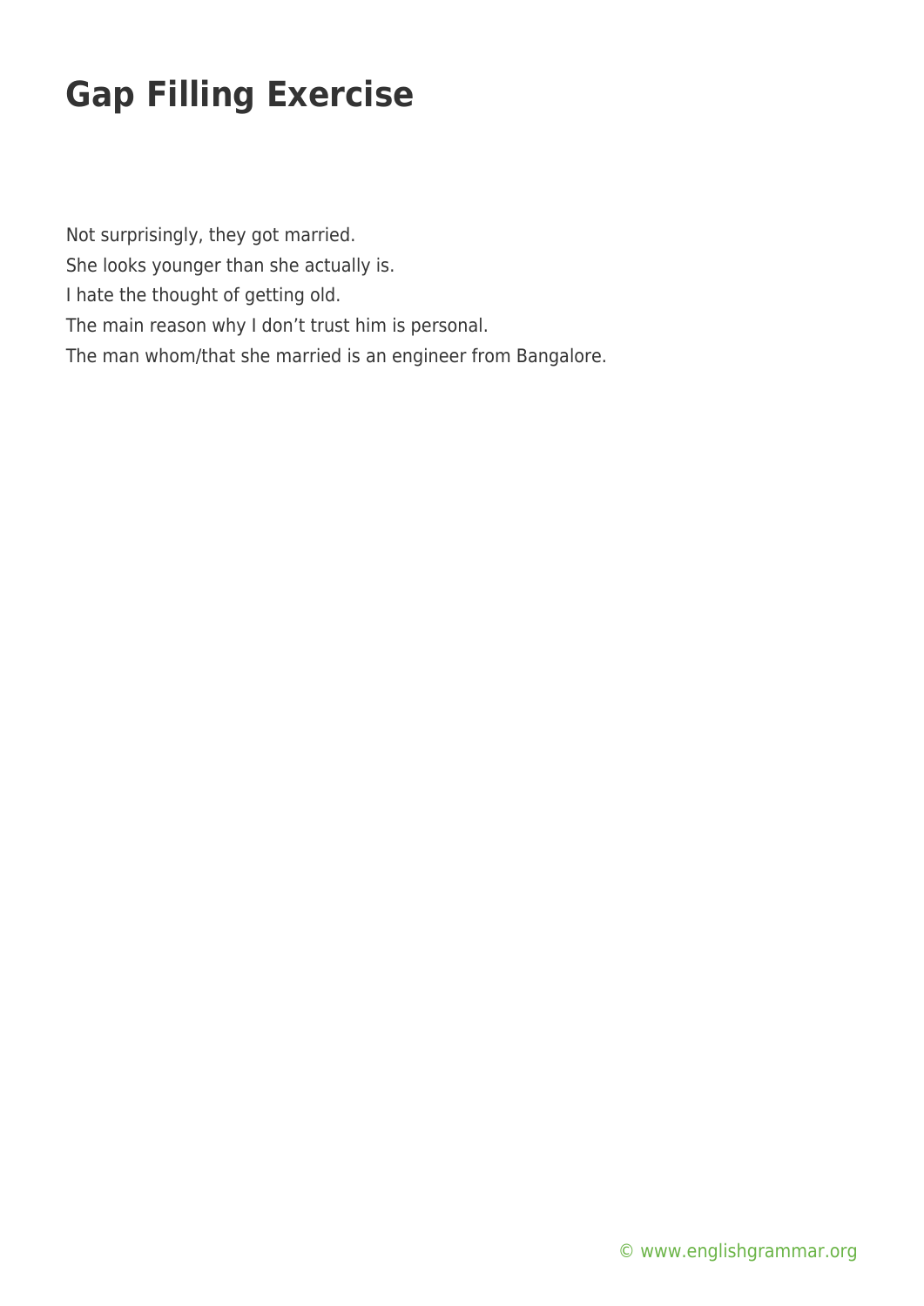# Gap Filling Exercise

Not surprisingly, they got married.

She looks younger than she actually is.

I hate the thought of getting old.

The main reason why I don't trust him is personal.

The man whom/that she married is an engineer from Bangalore.